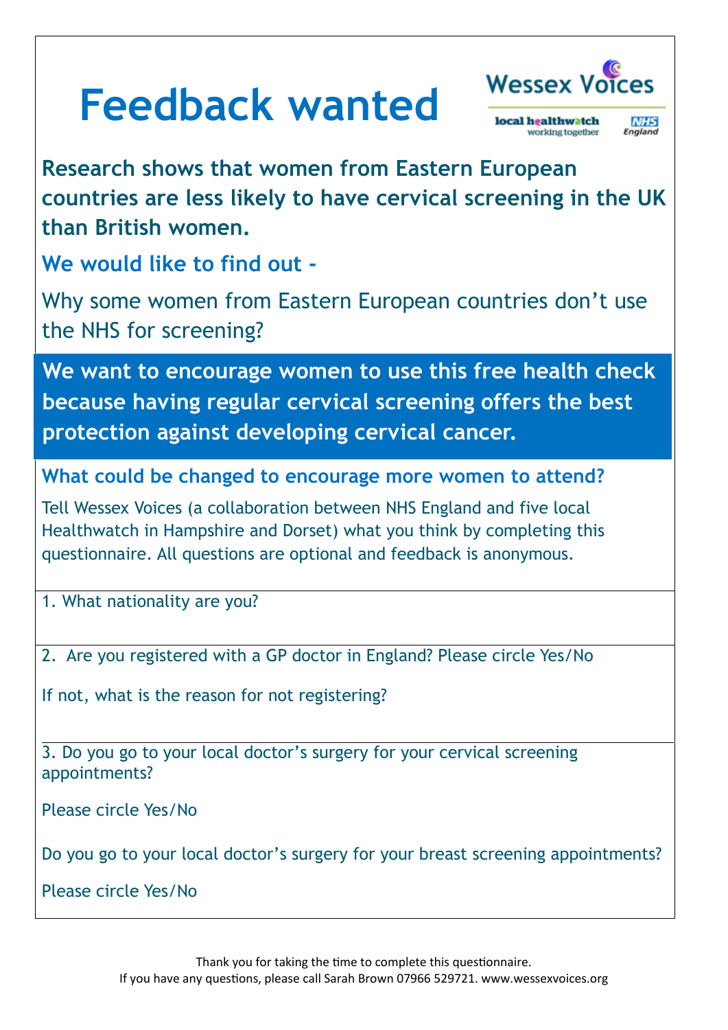# Feedback wanted

Wessex Voices

local healthwatch working together

NHS England

**Research shows that women from Eastern European countries are less likely to have cervical screening in the UK than British women.**

**We would like to find out -**

Why some women from Eastern European countries don't use the NHS for screening?

**We want to encourage women to use this free health check because having regular cervical screening offers the best protection against developing cervical cancer.**

**What could be changed to encourage more women to attend?**

Tell Wessex Voices (a collaboration between NHS England and five local Healthwatch in Hampshire and Dorset) what you think by completing this questionnaire. All questions are optional and feedback is anonymous.

1. What nationality are you?

2. Are you registered with a GP doctor in England? Please circle Yes/No

If not, what is the reason for not registering?

3. Do you go to your local doctor's surgery for your cervical screening appointments?

Please circle Yes/No

Do you go to your local doctor's surgery for your breast screening appointments?

Please circle Yes/No

Thank you for taking the time to complete this questionnaire.
If you have any questions, please call Sarah Brown 07966 529721. www.wessexvoices.org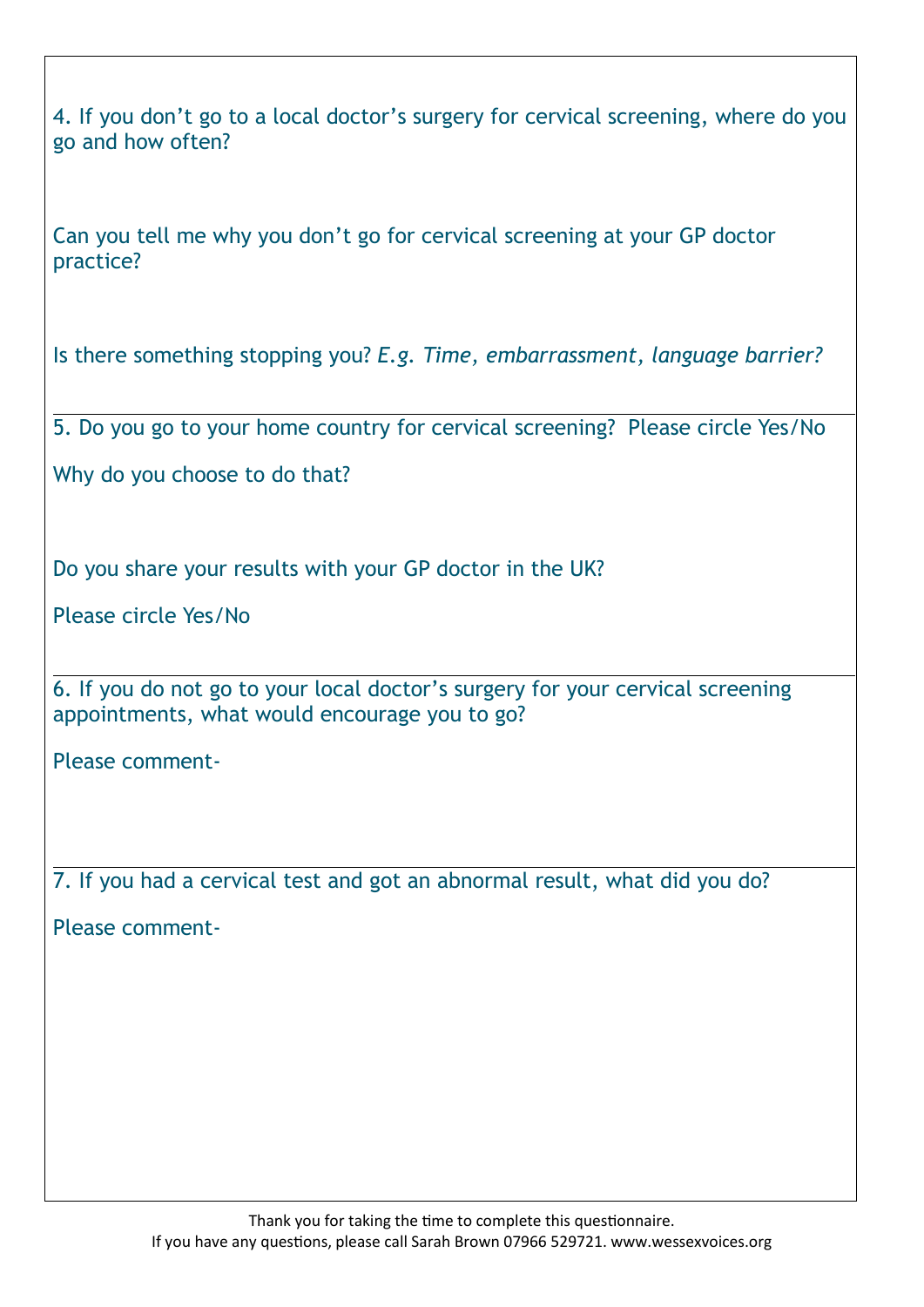4. If you don't go to a local doctor's surgery for cervical screening, where do you go and how often?

Can you tell me why you don't go for cervical screening at your GP doctor practice?

Is there something stopping you? *E.g. Time, embarrassment, language barrier?*

---

5. Do you go to your home country for cervical screening? Please circle Yes/No

Why do you choose to do that?

Do you share your results with your GP doctor in the UK?

Please circle Yes/No

---

6. If you do not go to your local doctor's surgery for your cervical screening appointments, what would encourage you to go?

Please comment-

---

7. If you had a cervical test and got an abnormal result, what did you do?

Please comment-

Thank you for taking the time to complete this questionnaire.
If you have any questions, please call Sarah Brown 07966 529721. www.wessexvoices.org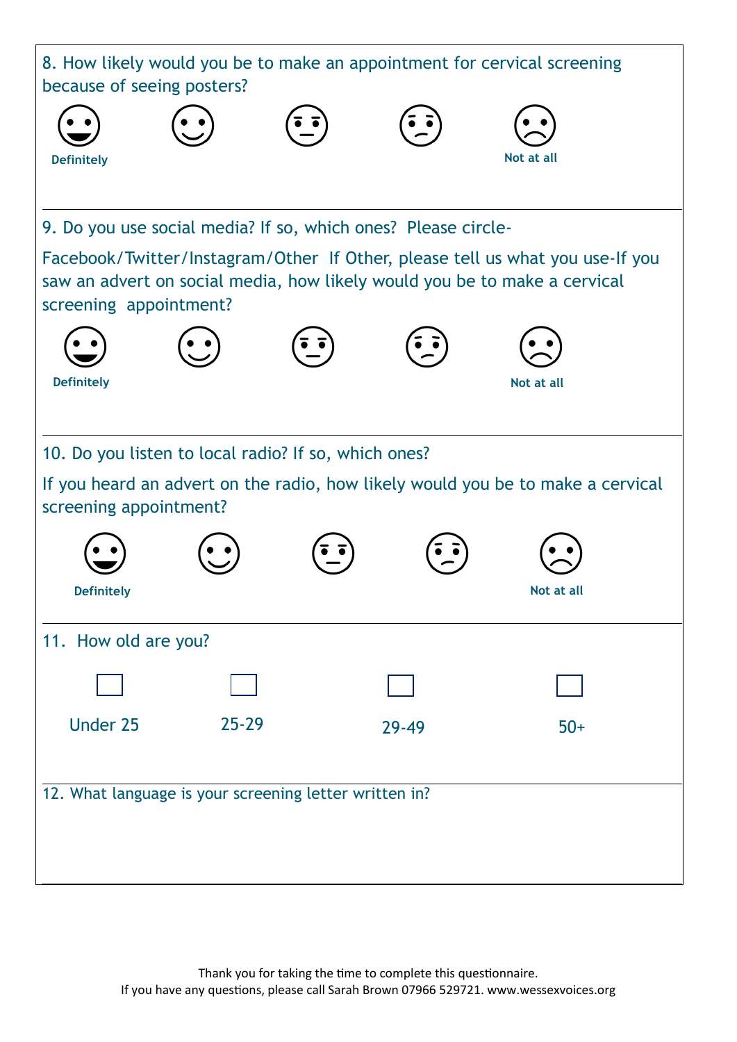8. How likely would you be to make an appointment for cervical screening because of seeing posters?

Definitely — Not at all

9. Do you use social media? If so, which ones? Please circle-

Facebook/Twitter/Instagram/Other If Other, please tell us what you use-If you saw an advert on social media, how likely would you be to make a cervical screening appointment?

Definitely — Not at all

10. Do you listen to local radio? If so, which ones?

If you heard an advert on the radio, how likely would you be to make a cervical screening appointment?

Definitely — Not at all

11. How old are you?

☐ Under 25  ☐ 25-29  ☐ 29-49  ☐ 50+

12. What language is your screening letter written in?

Thank you for taking the time to complete this questionnaire.
If you have any questions, please call Sarah Brown 07966 529721. www.wessexvoices.org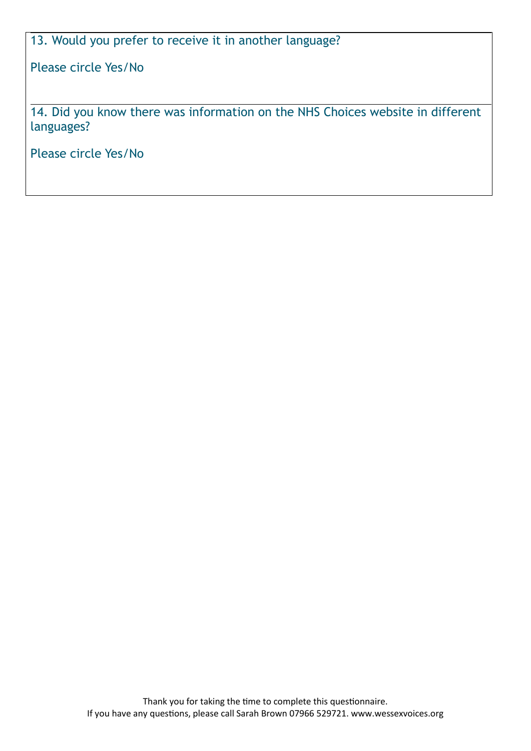13. Would you prefer to receive it in another language?

Please circle Yes/No

14. Did you know there was information on the NHS Choices website in different languages?

Please circle Yes/No

Thank you for taking the time to complete this questionnaire.
If you have any questions, please call Sarah Brown 07966 529721. www.wessexvoices.org